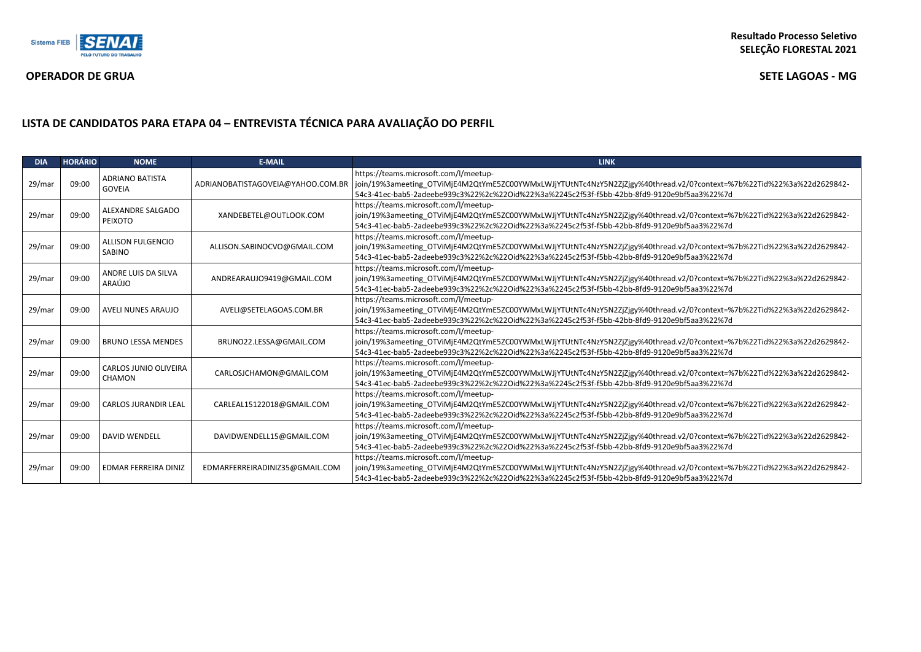Sistema FIEB | SENAI PELO FUTURO DO TRABALHO

**Resultado Processo Seletivo**
**SELEÇÃO FLORESTAL 2021**

**OPERADOR DE GRUA**

**SETE LAGOAS - MG**

## LISTA DE CANDIDATOS PARA ETAPA 04 – ENTREVISTA TÉCNICA PARA AVALIAÇÃO DO PERFIL

| DIA | HORÁRIO | NOME | E-MAIL | LINK |
|---|---|---|---|---|
| 29/mar | 09:00 | ADRIANO BATISTA GOVEIA | ADRIANOBATISTAGOVEIA@YAHOO.COM.BR | https://teams.microsoft.com/l/meetup-join/19%3ameeting_OTViMjE4M2QtYmE5ZC00YWMxLWJjYTUtNTc4NzY5N2ZjZjgy%40thread.v2/0?context=%7b%22Tid%22%3a%22d2629842-54c3-41ec-bab5-2adeebe939c3%22%2c%22Oid%22%3a%2245c2f53f-f5bb-42bb-8fd9-9120e9bf5aa3%22%7d |
| 29/mar | 09:00 | ALEXANDRE SALGADO PEIXOTO | XANDEBETEL@OUTLOOK.COM | https://teams.microsoft.com/l/meetup-join/19%3ameeting_OTViMjE4M2QtYmE5ZC00YWMxLWJjYTUtNTc4NzY5N2ZjZjgy%40thread.v2/0?context=%7b%22Tid%22%3a%22d2629842-54c3-41ec-bab5-2adeebe939c3%22%2c%22Oid%22%3a%2245c2f53f-f5bb-42bb-8fd9-9120e9bf5aa3%22%7d |
| 29/mar | 09:00 | ALLISON FULGENCIO SABINO | ALLISON.SABINOCVO@GMAIL.COM | https://teams.microsoft.com/l/meetup-join/19%3ameeting_OTViMjE4M2QtYmE5ZC00YWMxLWJjYTUtNTc4NzY5N2ZjZjgy%40thread.v2/0?context=%7b%22Tid%22%3a%22d2629842-54c3-41ec-bab5-2adeebe939c3%22%2c%22Oid%22%3a%2245c2f53f-f5bb-42bb-8fd9-9120e9bf5aa3%22%7d |
| 29/mar | 09:00 | ANDRE LUIS DA SILVA ARAÚJO | ANDREARAUJO9419@GMAIL.COM | https://teams.microsoft.com/l/meetup-join/19%3ameeting_OTViMjE4M2QtYmE5ZC00YWMxLWJjYTUtNTc4NzY5N2ZjZjgy%40thread.v2/0?context=%7b%22Tid%22%3a%22d2629842-54c3-41ec-bab5-2adeebe939c3%22%2c%22Oid%22%3a%2245c2f53f-f5bb-42bb-8fd9-9120e9bf5aa3%22%7d |
| 29/mar | 09:00 | AVELI NUNES ARAUJO | AVELI@SETELAGOAS.COM.BR | https://teams.microsoft.com/l/meetup-join/19%3ameeting_OTViMjE4M2QtYmE5ZC00YWMxLWJjYTUtNTc4NzY5N2ZjZjgy%40thread.v2/0?context=%7b%22Tid%22%3a%22d2629842-54c3-41ec-bab5-2adeebe939c3%22%2c%22Oid%22%3a%2245c2f53f-f5bb-42bb-8fd9-9120e9bf5aa3%22%7d |
| 29/mar | 09:00 | BRUNO LESSA MENDES | BRUNO22.LESSA@GMAIL.COM | https://teams.microsoft.com/l/meetup-join/19%3ameeting_OTViMjE4M2QtYmE5ZC00YWMxLWJjYTUtNTc4NzY5N2ZjZjgy%40thread.v2/0?context=%7b%22Tid%22%3a%22d2629842-54c3-41ec-bab5-2adeebe939c3%22%2c%22Oid%22%3a%2245c2f53f-f5bb-42bb-8fd9-9120e9bf5aa3%22%7d |
| 29/mar | 09:00 | CARLOS JUNIO OLIVEIRA CHAMON | CARLOSJCHAMON@GMAIL.COM | https://teams.microsoft.com/l/meetup-join/19%3ameeting_OTViMjE4M2QtYmE5ZC00YWMxLWJjYTUtNTc4NzY5N2ZjZjgy%40thread.v2/0?context=%7b%22Tid%22%3a%22d2629842-54c3-41ec-bab5-2adeebe939c3%22%2c%22Oid%22%3a%2245c2f53f-f5bb-42bb-8fd9-9120e9bf5aa3%22%7d |
| 29/mar | 09:00 | CARLOS JURANDIR LEAL | CARLEAL15122018@GMAIL.COM | https://teams.microsoft.com/l/meetup-join/19%3ameeting_OTViMjE4M2QtYmE5ZC00YWMxLWJjYTUtNTc4NzY5N2ZjZjgy%40thread.v2/0?context=%7b%22Tid%22%3a%22d2629842-54c3-41ec-bab5-2adeebe939c3%22%2c%22Oid%22%3a%2245c2f53f-f5bb-42bb-8fd9-9120e9bf5aa3%22%7d |
| 29/mar | 09:00 | DAVID WENDELL | DAVIDWENDELL15@GMAIL.COM | https://teams.microsoft.com/l/meetup-join/19%3ameeting_OTViMjE4M2QtYmE5ZC00YWMxLWJjYTUtNTc4NzY5N2ZjZjgy%40thread.v2/0?context=%7b%22Tid%22%3a%22d2629842-54c3-41ec-bab5-2adeebe939c3%22%2c%22Oid%22%3a%2245c2f53f-f5bb-42bb-8fd9-9120e9bf5aa3%22%7d |
| 29/mar | 09:00 | EDMAR FERREIRA DINIZ | EDMARFERREIRADINIZ35@GMAIL.COM | https://teams.microsoft.com/l/meetup-join/19%3ameeting_OTViMjE4M2QtYmE5ZC00YWMxLWJjYTUtNTc4NzY5N2ZjZjgy%40thread.v2/0?context=%7b%22Tid%22%3a%22d2629842-54c3-41ec-bab5-2adeebe939c3%22%2c%22Oid%22%3a%2245c2f53f-f5bb-42bb-8fd9-9120e9bf5aa3%22%7d |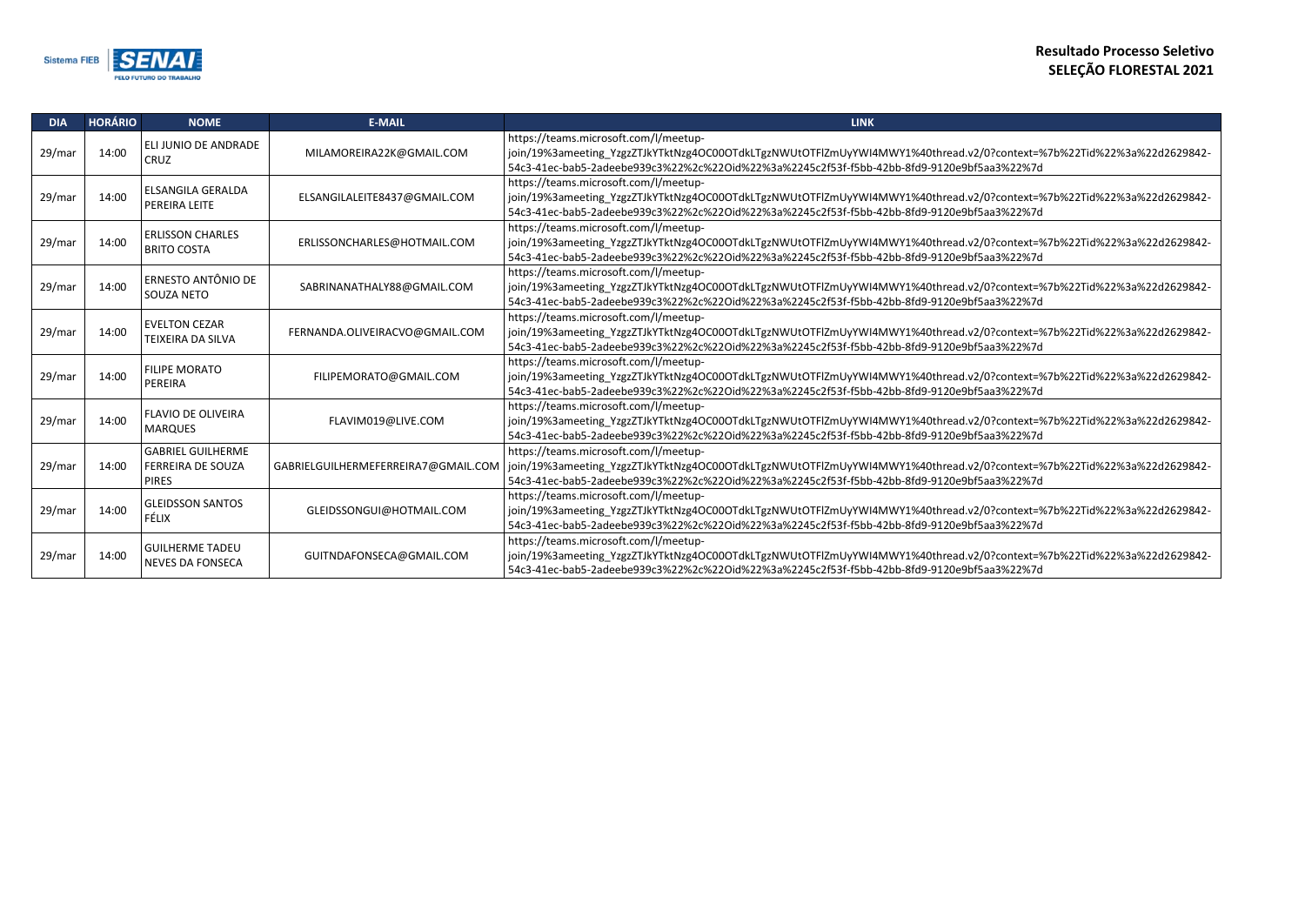**Resultado Processo Seletivo**
**SELEÇÃO FLORESTAL 2021**

| DIA | HORÁRIO | NOME | E-MAIL | LINK |
|---|---|---|---|---|
| 29/mar | 14:00 | ELI JUNIO DE ANDRADE CRUZ | MILAMOREIRA22K@GMAIL.COM | https://teams.microsoft.com/l/meetup-join/19%3ameeting_YzgzZTJkYTktNzg4OC00OTdkLTgzNWUtOTFlZmUyYWI4MWY1%40thread.v2/0?context=%7b%22Tid%22%3a%22d2629842-54c3-41ec-bab5-2adeebe939c3%22%2c%22Oid%22%3a%2245c2f53f-f5bb-42bb-8fd9-9120e9bf5aa3%22%7d |
| 29/mar | 14:00 | ELSANGILA GERALDA PEREIRA LEITE | ELSANGILALEITE8437@GMAIL.COM | https://teams.microsoft.com/l/meetup-join/19%3ameeting_YzgzZTJkYTktNzg4OC00OTdkLTgzNWUtOTFlZmUyYWI4MWY1%40thread.v2/0?context=%7b%22Tid%22%3a%22d2629842-54c3-41ec-bab5-2adeebe939c3%22%2c%22Oid%22%3a%2245c2f53f-f5bb-42bb-8fd9-9120e9bf5aa3%22%7d |
| 29/mar | 14:00 | ERLISSON CHARLES BRITO COSTA | ERLISSONCHARLES@HOTMAIL.COM | https://teams.microsoft.com/l/meetup-join/19%3ameeting_YzgzZTJkYTktNzg4OC00OTdkLTgzNWUtOTFlZmUyYWI4MWY1%40thread.v2/0?context=%7b%22Tid%22%3a%22d2629842-54c3-41ec-bab5-2adeebe939c3%22%2c%22Oid%22%3a%2245c2f53f-f5bb-42bb-8fd9-9120e9bf5aa3%22%7d |
| 29/mar | 14:00 | ERNESTO ANTÔNIO DE SOUZA NETO | SABRINANATHALY88@GMAIL.COM | https://teams.microsoft.com/l/meetup-join/19%3ameeting_YzgzZTJkYTktNzg4OC00OTdkLTgzNWUtOTFlZmUyYWI4MWY1%40thread.v2/0?context=%7b%22Tid%22%3a%22d2629842-54c3-41ec-bab5-2adeebe939c3%22%2c%22Oid%22%3a%2245c2f53f-f5bb-42bb-8fd9-9120e9bf5aa3%22%7d |
| 29/mar | 14:00 | EVELTON CEZAR TEIXEIRA DA SILVA | FERNANDA.OLIVEIRACVO@GMAIL.COM | https://teams.microsoft.com/l/meetup-join/19%3ameeting_YzgzZTJkYTktNzg4OC00OTdkLTgzNWUtOTFlZmUyYWI4MWY1%40thread.v2/0?context=%7b%22Tid%22%3a%22d2629842-54c3-41ec-bab5-2adeebe939c3%22%2c%22Oid%22%3a%2245c2f53f-f5bb-42bb-8fd9-9120e9bf5aa3%22%7d |
| 29/mar | 14:00 | FILIPE MORATO PEREIRA | FILIPEMORATO@GMAIL.COM | https://teams.microsoft.com/l/meetup-join/19%3ameeting_YzgzZTJkYTktNzg4OC00OTdkLTgzNWUtOTFlZmUyYWI4MWY1%40thread.v2/0?context=%7b%22Tid%22%3a%22d2629842-54c3-41ec-bab5-2adeebe939c3%22%2c%22Oid%22%3a%2245c2f53f-f5bb-42bb-8fd9-9120e9bf5aa3%22%7d |
| 29/mar | 14:00 | FLAVIO DE OLIVEIRA MARQUES | FLAVIM019@LIVE.COM | https://teams.microsoft.com/l/meetup-join/19%3ameeting_YzgzZTJkYTktNzg4OC00OTdkLTgzNWUtOTFlZmUyYWI4MWY1%40thread.v2/0?context=%7b%22Tid%22%3a%22d2629842-54c3-41ec-bab5-2adeebe939c3%22%2c%22Oid%22%3a%2245c2f53f-f5bb-42bb-8fd9-9120e9bf5aa3%22%7d |
| 29/mar | 14:00 | GABRIEL GUILHERME FERREIRA DE SOUZA PIRES | GABRIELGUILHERMEFERREIRA7@GMAIL.COM | https://teams.microsoft.com/l/meetup-join/19%3ameeting_YzgzZTJkYTktNzg4OC00OTdkLTgzNWUtOTFlZmUyYWI4MWY1%40thread.v2/0?context=%7b%22Tid%22%3a%22d2629842-54c3-41ec-bab5-2adeebe939c3%22%2c%22Oid%22%3a%2245c2f53f-f5bb-42bb-8fd9-9120e9bf5aa3%22%7d |
| 29/mar | 14:00 | GLEIDSSON SANTOS FÉLIX | GLEIDSSONGUI@HOTMAIL.COM | https://teams.microsoft.com/l/meetup-join/19%3ameeting_YzgzZTJkYTktNzg4OC00OTdkLTgzNWUtOTFlZmUyYWI4MWY1%40thread.v2/0?context=%7b%22Tid%22%3a%22d2629842-54c3-41ec-bab5-2adeebe939c3%22%2c%22Oid%22%3a%2245c2f53f-f5bb-42bb-8fd9-9120e9bf5aa3%22%7d |
| 29/mar | 14:00 | GUILHERME TADEU NEVES DA FONSECA | GUITNDAFONSECA@GMAIL.COM | https://teams.microsoft.com/l/meetup-join/19%3ameeting_YzgzZTJkYTktNzg4OC00OTdkLTgzNWUtOTFlZmUyYWI4MWY1%40thread.v2/0?context=%7b%22Tid%22%3a%22d2629842-54c3-41ec-bab5-2adeebe939c3%22%2c%22Oid%22%3a%2245c2f53f-f5bb-42bb-8fd9-9120e9bf5aa3%22%7d |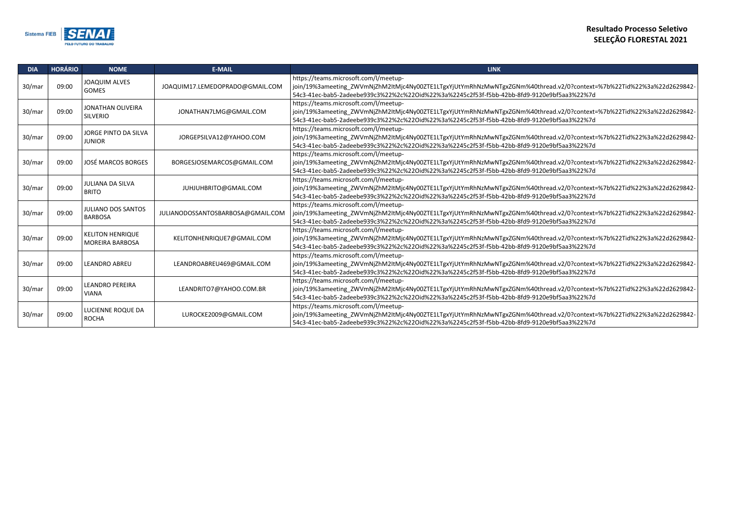**Resultado Processo Seletivo**
**SELEÇÃO FLORESTAL 2021**

| DIA | HORÁRIO | NOME | E-MAIL | LINK |
|---|---|---|---|---|
| 30/mar | 09:00 | JOAQUIM ALVES GOMES | JOAQUIM17.LEMEDOPRADO@GMAIL.COM | https://teams.microsoft.com/l/meetup-join/19%3ameeting_ZWVmNjZhM2ItMjc4Ny00ZTE1LTgxYjUtYmRhNzMwNTgxZGNm%40thread.v2/0?context=%7b%22Tid%22%3a%22d2629842-54c3-41ec-bab5-2adeebe939c3%22%2c%22Oid%22%3a%2245c2f53f-f5bb-42bb-8fd9-9120e9bf5aa3%22%7d |
| 30/mar | 09:00 | JONATHAN OLIVEIRA SILVERIO | JONATHAN7LMG@GMAIL.COM | https://teams.microsoft.com/l/meetup-join/19%3ameeting_ZWVmNjZhM2ItMjc4Ny00ZTE1LTgxYjUtYmRhNzMwNTgxZGNm%40thread.v2/0?context=%7b%22Tid%22%3a%22d2629842-54c3-41ec-bab5-2adeebe939c3%22%2c%22Oid%22%3a%2245c2f53f-f5bb-42bb-8fd9-9120e9bf5aa3%22%7d |
| 30/mar | 09:00 | JORGE PINTO DA SILVA JUNIOR | JORGEPSILVA12@YAHOO.COM | https://teams.microsoft.com/l/meetup-join/19%3ameeting_ZWVmNjZhM2ItMjc4Ny00ZTE1LTgxYjUtYmRhNzMwNTgxZGNm%40thread.v2/0?context=%7b%22Tid%22%3a%22d2629842-54c3-41ec-bab5-2adeebe939c3%22%2c%22Oid%22%3a%2245c2f53f-f5bb-42bb-8fd9-9120e9bf5aa3%22%7d |
| 30/mar | 09:00 | JOSÉ MARCOS BORGES | BORGESJOSEMARCOS@GMAIL.COM | https://teams.microsoft.com/l/meetup-join/19%3ameeting_ZWVmNjZhM2ItMjc4Ny00ZTE1LTgxYjUtYmRhNzMwNTgxZGNm%40thread.v2/0?context=%7b%22Tid%22%3a%22d2629842-54c3-41ec-bab5-2adeebe939c3%22%2c%22Oid%22%3a%2245c2f53f-f5bb-42bb-8fd9-9120e9bf5aa3%22%7d |
| 30/mar | 09:00 | JULIANA DA SILVA BRITO | JUHJUHBRITO@GMAIL.COM | https://teams.microsoft.com/l/meetup-join/19%3ameeting_ZWVmNjZhM2ItMjc4Ny00ZTE1LTgxYjUtYmRhNzMwNTgxZGNm%40thread.v2/0?context=%7b%22Tid%22%3a%22d2629842-54c3-41ec-bab5-2adeebe939c3%22%2c%22Oid%22%3a%2245c2f53f-f5bb-42bb-8fd9-9120e9bf5aa3%22%7d |
| 30/mar | 09:00 | JULIANO DOS SANTOS BARBOSA | JULIANODOSSANTOSBARBOSA@GMAIL.COM | https://teams.microsoft.com/l/meetup-join/19%3ameeting_ZWVmNjZhM2ItMjc4Ny00ZTE1LTgxYjUtYmRhNzMwNTgxZGNm%40thread.v2/0?context=%7b%22Tid%22%3a%22d2629842-54c3-41ec-bab5-2adeebe939c3%22%2c%22Oid%22%3a%2245c2f53f-f5bb-42bb-8fd9-9120e9bf5aa3%22%7d |
| 30/mar | 09:00 | KELITON HENRIQUE MOREIRA BARBOSA | KELITONHENRIQUE7@GMAIL.COM | https://teams.microsoft.com/l/meetup-join/19%3ameeting_ZWVmNjZhM2ItMjc4Ny00ZTE1LTgxYjUtYmRhNzMwNTgxZGNm%40thread.v2/0?context=%7b%22Tid%22%3a%22d2629842-54c3-41ec-bab5-2adeebe939c3%22%2c%22Oid%22%3a%2245c2f53f-f5bb-42bb-8fd9-9120e9bf5aa3%22%7d |
| 30/mar | 09:00 | LEANDRO ABREU | LEANDROABREU469@GMAIL.COM | https://teams.microsoft.com/l/meetup-join/19%3ameeting_ZWVmNjZhM2ItMjc4Ny00ZTE1LTgxYjUtYmRhNzMwNTgxZGNm%40thread.v2/0?context=%7b%22Tid%22%3a%22d2629842-54c3-41ec-bab5-2adeebe939c3%22%2c%22Oid%22%3a%2245c2f53f-f5bb-42bb-8fd9-9120e9bf5aa3%22%7d |
| 30/mar | 09:00 | LEANDRO PEREIRA VIANA | LEANDRITO7@YAHOO.COM.BR | https://teams.microsoft.com/l/meetup-join/19%3ameeting_ZWVmNjZhM2ItMjc4Ny00ZTE1LTgxYjUtYmRhNzMwNTgxZGNm%40thread.v2/0?context=%7b%22Tid%22%3a%22d2629842-54c3-41ec-bab5-2adeebe939c3%22%2c%22Oid%22%3a%2245c2f53f-f5bb-42bb-8fd9-9120e9bf5aa3%22%7d |
| 30/mar | 09:00 | LUCIENNE ROQUE DA ROCHA | LUROCKE2009@GMAIL.COM | https://teams.microsoft.com/l/meetup-join/19%3ameeting_ZWVmNjZhM2ItMjc4Ny00ZTE1LTgxYjUtYmRhNzMwNTgxZGNm%40thread.v2/0?context=%7b%22Tid%22%3a%22d2629842-54c3-41ec-bab5-2adeebe939c3%22%2c%22Oid%22%3a%2245c2f53f-f5bb-42bb-8fd9-9120e9bf5aa3%22%7d |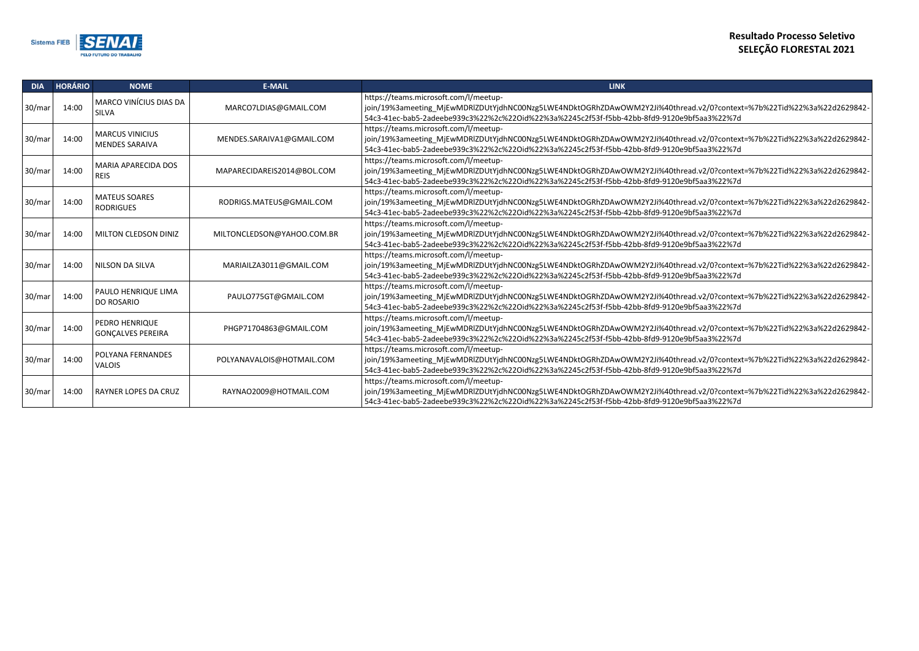Sistema FIEB SENAI PELO FUTURO DO TRABALHO

**Resultado Processo Seletivo**
**SELEÇÃO FLORESTAL 2021**

| DIA | HORÁRIO | NOME | E-MAIL | LINK |
|---|---|---|---|---|
| 30/mar | 14:00 | MARCO VINÍCIUS DIAS DA SILVA | MARCO7LDIAS@GMAIL.COM | https://teams.microsoft.com/l/meetup-join/19%3ameeting_MjEwMDRlZDUtYjdhNC00Nzg5LWE4NDktOGRhZDAwOWM2Y2Ji%40thread.v2/0?context=%7b%22Tid%22%3a%22d2629842-54c3-41ec-bab5-2adeebe939c3%22%2c%22Oid%22%3a%2245c2f53f-f5bb-42bb-8fd9-9120e9bf5aa3%22%7d |
| 30/mar | 14:00 | MARCUS VINICIUS MENDES SARAIVA | MENDES.SARAIVA1@GMAIL.COM | https://teams.microsoft.com/l/meetup-join/19%3ameeting_MjEwMDRlZDUtYjdhNC00Nzg5LWE4NDktOGRhZDAwOWM2Y2Ji%40thread.v2/0?context=%7b%22Tid%22%3a%22d2629842-54c3-41ec-bab5-2adeebe939c3%22%2c%22Oid%22%3a%2245c2f53f-f5bb-42bb-8fd9-9120e9bf5aa3%22%7d |
| 30/mar | 14:00 | MARIA APARECIDA DOS REIS | MAPARECIDAREIS2014@BOL.COM | https://teams.microsoft.com/l/meetup-join/19%3ameeting_MjEwMDRlZDUtYjdhNC00Nzg5LWE4NDktOGRhZDAwOWM2Y2Ji%40thread.v2/0?context=%7b%22Tid%22%3a%22d2629842-54c3-41ec-bab5-2adeebe939c3%22%2c%22Oid%22%3a%2245c2f53f-f5bb-42bb-8fd9-9120e9bf5aa3%22%7d |
| 30/mar | 14:00 | MATEUS SOARES RODRIGUES | RODRIGS.MATEUS@GMAIL.COM | https://teams.microsoft.com/l/meetup-join/19%3ameeting_MjEwMDRlZDUtYjdhNC00Nzg5LWE4NDktOGRhZDAwOWM2Y2Ji%40thread.v2/0?context=%7b%22Tid%22%3a%22d2629842-54c3-41ec-bab5-2adeebe939c3%22%2c%22Oid%22%3a%2245c2f53f-f5bb-42bb-8fd9-9120e9bf5aa3%22%7d |
| 30/mar | 14:00 | MILTON CLEDSON DINIZ | MILTONCLEDSON@YAHOO.COM.BR | https://teams.microsoft.com/l/meetup-join/19%3ameeting_MjEwMDRlZDUtYjdhNC00Nzg5LWE4NDktOGRhZDAwOWM2Y2Ji%40thread.v2/0?context=%7b%22Tid%22%3a%22d2629842-54c3-41ec-bab5-2adeebe939c3%22%2c%22Oid%22%3a%2245c2f53f-f5bb-42bb-8fd9-9120e9bf5aa3%22%7d |
| 30/mar | 14:00 | NILSON DA SILVA | MARIAILZA3011@GMAIL.COM | https://teams.microsoft.com/l/meetup-join/19%3ameeting_MjEwMDRlZDUtYjdhNC00Nzg5LWE4NDktOGRhZDAwOWM2Y2Ji%40thread.v2/0?context=%7b%22Tid%22%3a%22d2629842-54c3-41ec-bab5-2adeebe939c3%22%2c%22Oid%22%3a%2245c2f53f-f5bb-42bb-8fd9-9120e9bf5aa3%22%7d |
| 30/mar | 14:00 | PAULO HENRIQUE LIMA DO ROSARIO | PAULO775GT@GMAIL.COM | https://teams.microsoft.com/l/meetup-join/19%3ameeting_MjEwMDRlZDUtYjdhNC00Nzg5LWE4NDktOGRhZDAwOWM2Y2Ji%40thread.v2/0?context=%7b%22Tid%22%3a%22d2629842-54c3-41ec-bab5-2adeebe939c3%22%2c%22Oid%22%3a%2245c2f53f-f5bb-42bb-8fd9-9120e9bf5aa3%22%7d |
| 30/mar | 14:00 | PEDRO HENRIQUE GONÇALVES PEREIRA | PHGP71704863@GMAIL.COM | https://teams.microsoft.com/l/meetup-join/19%3ameeting_MjEwMDRlZDUtYjdhNC00Nzg5LWE4NDktOGRhZDAwOWM2Y2Ji%40thread.v2/0?context=%7b%22Tid%22%3a%22d2629842-54c3-41ec-bab5-2adeebe939c3%22%2c%22Oid%22%3a%2245c2f53f-f5bb-42bb-8fd9-9120e9bf5aa3%22%7d |
| 30/mar | 14:00 | POLYANA FERNANDES VALOIS | POLYANAVALOIS@HOTMAIL.COM | https://teams.microsoft.com/l/meetup-join/19%3ameeting_MjEwMDRlZDUtYjdhNC00Nzg5LWE4NDktOGRhZDAwOWM2Y2Ji%40thread.v2/0?context=%7b%22Tid%22%3a%22d2629842-54c3-41ec-bab5-2adeebe939c3%22%2c%22Oid%22%3a%2245c2f53f-f5bb-42bb-8fd9-9120e9bf5aa3%22%7d |
| 30/mar | 14:00 | RAYNER LOPES DA CRUZ | RAYNAO2009@HOTMAIL.COM | https://teams.microsoft.com/l/meetup-join/19%3ameeting_MjEwMDRlZDUtYjdhNC00Nzg5LWE4NDktOGRhZDAwOWM2Y2Ji%40thread.v2/0?context=%7b%22Tid%22%3a%22d2629842-54c3-41ec-bab5-2adeebe939c3%22%2c%22Oid%22%3a%2245c2f53f-f5bb-42bb-8fd9-9120e9bf5aa3%22%7d |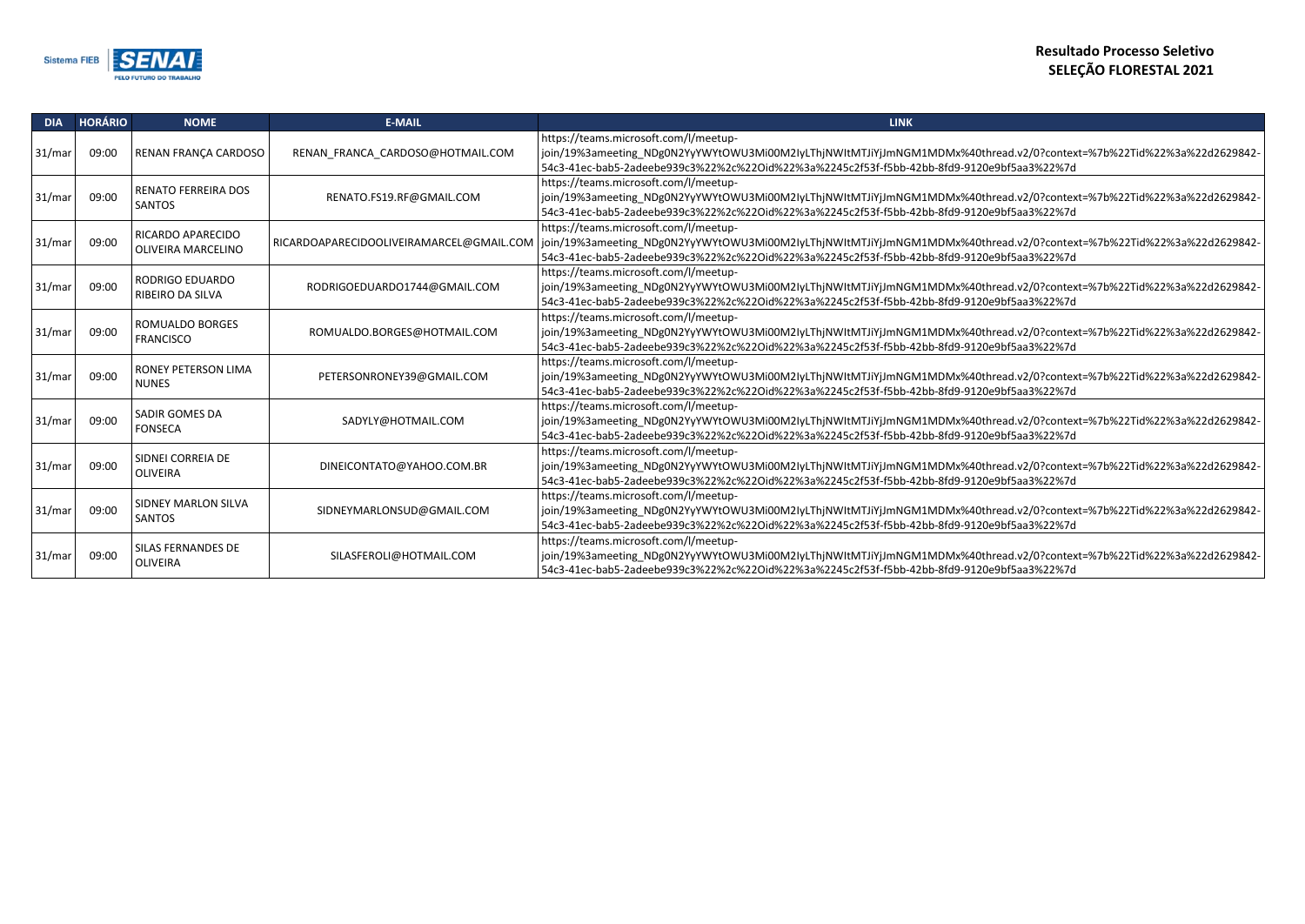**Resultado Processo Seletivo**
**SELEÇÃO FLORESTAL 2021**

| DIA | HORÁRIO | NOME | E-MAIL | LINK |
|---|---|---|---|---|
| 31/mar | 09:00 | RENAN FRANÇA CARDOSO | RENAN_FRANCA_CARDOSO@HOTMAIL.COM | https://teams.microsoft.com/l/meetup-join/19%3ameeting_NDg0N2YyYWYtOWU3Mi00M2IyLThjNWItMTJiYjJmNGM1MDMx%40thread.v2/0?context=%7b%22Tid%22%3a%22d2629842-54c3-41ec-bab5-2adeebe939c3%22%2c%22Oid%22%3a%2245c2f53f-f5bb-42bb-8fd9-9120e9bf5aa3%22%7d |
| 31/mar | 09:00 | RENATO FERREIRA DOS SANTOS | RENATO.FS19.RF@GMAIL.COM | https://teams.microsoft.com/l/meetup-join/19%3ameeting_NDg0N2YyYWYtOWU3Mi00M2IyLThjNWItMTJiYjJmNGM1MDMx%40thread.v2/0?context=%7b%22Tid%22%3a%22d2629842-54c3-41ec-bab5-2adeebe939c3%22%2c%22Oid%22%3a%2245c2f53f-f5bb-42bb-8fd9-9120e9bf5aa3%22%7d |
| 31/mar | 09:00 | RICARDO APARECIDO OLIVEIRA MARCELINO | RICARDOAPARECIDOOLIVEIRAMARCEL@GMAIL.COM | https://teams.microsoft.com/l/meetup-join/19%3ameeting_NDg0N2YyYWYtOWU3Mi00M2IyLThjNWItMTJiYjJmNGM1MDMx%40thread.v2/0?context=%7b%22Tid%22%3a%22d2629842-54c3-41ec-bab5-2adeebe939c3%22%2c%22Oid%22%3a%2245c2f53f-f5bb-42bb-8fd9-9120e9bf5aa3%22%7d |
| 31/mar | 09:00 | RODRIGO EDUARDO RIBEIRO DA SILVA | RODRIGOEDUARDO1744@GMAIL.COM | https://teams.microsoft.com/l/meetup-join/19%3ameeting_NDg0N2YyYWYtOWU3Mi00M2IyLThjNWItMTJiYjJmNGM1MDMx%40thread.v2/0?context=%7b%22Tid%22%3a%22d2629842-54c3-41ec-bab5-2adeebe939c3%22%2c%22Oid%22%3a%2245c2f53f-f5bb-42bb-8fd9-9120e9bf5aa3%22%7d |
| 31/mar | 09:00 | ROMUALDO BORGES FRANCISCO | ROMUALDO.BORGES@HOTMAIL.COM | https://teams.microsoft.com/l/meetup-join/19%3ameeting_NDg0N2YyYWYtOWU3Mi00M2IyLThjNWItMTJiYjJmNGM1MDMx%40thread.v2/0?context=%7b%22Tid%22%3a%22d2629842-54c3-41ec-bab5-2adeebe939c3%22%2c%22Oid%22%3a%2245c2f53f-f5bb-42bb-8fd9-9120e9bf5aa3%22%7d |
| 31/mar | 09:00 | RONEY PETERSON LIMA NUNES | PETERSONRONEY39@GMAIL.COM | https://teams.microsoft.com/l/meetup-join/19%3ameeting_NDg0N2YyYWYtOWU3Mi00M2IyLThjNWItMTJiYjJmNGM1MDMx%40thread.v2/0?context=%7b%22Tid%22%3a%22d2629842-54c3-41ec-bab5-2adeebe939c3%22%2c%22Oid%22%3a%2245c2f53f-f5bb-42bb-8fd9-9120e9bf5aa3%22%7d |
| 31/mar | 09:00 | SADIR GOMES DA FONSECA | SADYLY@HOTMAIL.COM | https://teams.microsoft.com/l/meetup-join/19%3ameeting_NDg0N2YyYWYtOWU3Mi00M2IyLThjNWItMTJiYjJmNGM1MDMx%40thread.v2/0?context=%7b%22Tid%22%3a%22d2629842-54c3-41ec-bab5-2adeebe939c3%22%2c%22Oid%22%3a%2245c2f53f-f5bb-42bb-8fd9-9120e9bf5aa3%22%7d |
| 31/mar | 09:00 | SIDNEI CORREIA DE OLIVEIRA | DINEICONTATO@YAHOO.COM.BR | https://teams.microsoft.com/l/meetup-join/19%3ameeting_NDg0N2YyYWYtOWU3Mi00M2IyLThjNWItMTJiYjJmNGM1MDMx%40thread.v2/0?context=%7b%22Tid%22%3a%22d2629842-54c3-41ec-bab5-2adeebe939c3%22%2c%22Oid%22%3a%2245c2f53f-f5bb-42bb-8fd9-9120e9bf5aa3%22%7d |
| 31/mar | 09:00 | SIDNEY MARLON SILVA SANTOS | SIDNEYMARLONSUD@GMAIL.COM | https://teams.microsoft.com/l/meetup-join/19%3ameeting_NDg0N2YyYWYtOWU3Mi00M2IyLThjNWItMTJiYjJmNGM1MDMx%40thread.v2/0?context=%7b%22Tid%22%3a%22d2629842-54c3-41ec-bab5-2adeebe939c3%22%2c%22Oid%22%3a%2245c2f53f-f5bb-42bb-8fd9-9120e9bf5aa3%22%7d |
| 31/mar | 09:00 | SILAS FERNANDES DE OLIVEIRA | SILASFEROLI@HOTMAIL.COM | https://teams.microsoft.com/l/meetup-join/19%3ameeting_NDg0N2YyYWYtOWU3Mi00M2IyLThjNWItMTJiYjJmNGM1MDMx%40thread.v2/0?context=%7b%22Tid%22%3a%22d2629842-54c3-41ec-bab5-2adeebe939c3%22%2c%22Oid%22%3a%2245c2f53f-f5bb-42bb-8fd9-9120e9bf5aa3%22%7d |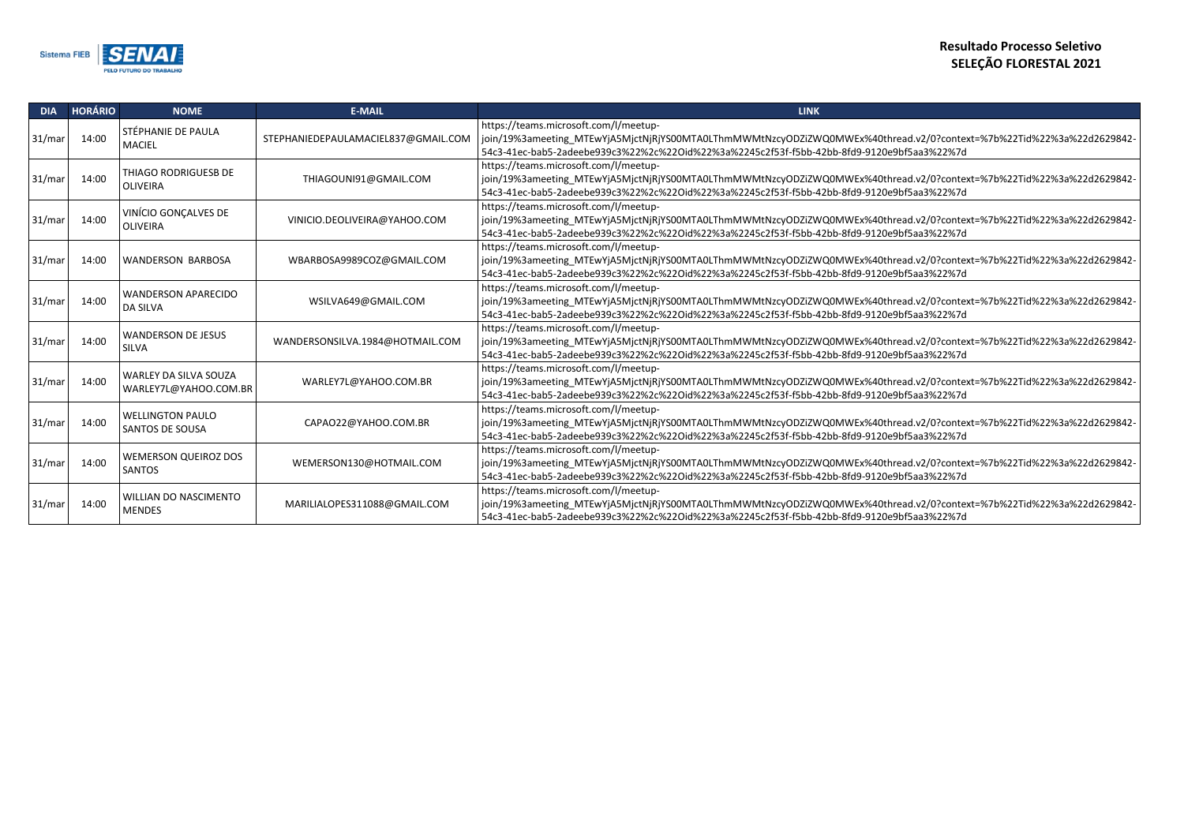**Resultado Processo Seletivo**
**SELEÇÃO FLORESTAL 2021**

| DIA | HORÁRIO | NOME | E-MAIL | LINK |
|---|---|---|---|---|
| 31/mar | 14:00 | STÉPHANIE DE PAULA MACIEL | STEPHANIEDEPAULAMACIEL837@GMAIL.COM | https://teams.microsoft.com/l/meetup-join/19%3ameeting_MTEwYjA5MjctNjRjYS00MTA0LThmMWMtNzcyODZiZWQ0MWEx%40thread.v2/0?context=%7b%22Tid%22%3a%22d2629842-54c3-41ec-bab5-2adeebe939c3%22%2c%22Oid%22%3a%2245c2f53f-f5bb-42bb-8fd9-9120e9bf5aa3%22%7d |
| 31/mar | 14:00 | THIAGO RODRIGUESB DE OLIVEIRA | THIAGOUNI91@GMAIL.COM | https://teams.microsoft.com/l/meetup-join/19%3ameeting_MTEwYjA5MjctNjRjYS00MTA0LThmMWMtNzcyODZiZWQ0MWEx%40thread.v2/0?context=%7b%22Tid%22%3a%22d2629842-54c3-41ec-bab5-2adeebe939c3%22%2c%22Oid%22%3a%2245c2f53f-f5bb-42bb-8fd9-9120e9bf5aa3%22%7d |
| 31/mar | 14:00 | VINÍCIO GONÇALVES DE OLIVEIRA | VINICIO.DEOLIVEIRA@YAHOO.COM | https://teams.microsoft.com/l/meetup-join/19%3ameeting_MTEwYjA5MjctNjRjYS00MTA0LThmMWMtNzcyODZiZWQ0MWEx%40thread.v2/0?context=%7b%22Tid%22%3a%22d2629842-54c3-41ec-bab5-2adeebe939c3%22%2c%22Oid%22%3a%2245c2f53f-f5bb-42bb-8fd9-9120e9bf5aa3%22%7d |
| 31/mar | 14:00 | WANDERSON BARBOSA | WBARBOSA9989COZ@GMAIL.COM | https://teams.microsoft.com/l/meetup-join/19%3ameeting_MTEwYjA5MjctNjRjYS00MTA0LThmMWMtNzcyODZiZWQ0MWEx%40thread.v2/0?context=%7b%22Tid%22%3a%22d2629842-54c3-41ec-bab5-2adeebe939c3%22%2c%22Oid%22%3a%2245c2f53f-f5bb-42bb-8fd9-9120e9bf5aa3%22%7d |
| 31/mar | 14:00 | WANDERSON APARECIDO DA SILVA | WSILVA649@GMAIL.COM | https://teams.microsoft.com/l/meetup-join/19%3ameeting_MTEwYjA5MjctNjRjYS00MTA0LThmMWMtNzcyODZiZWQ0MWEx%40thread.v2/0?context=%7b%22Tid%22%3a%22d2629842-54c3-41ec-bab5-2adeebe939c3%22%2c%22Oid%22%3a%2245c2f53f-f5bb-42bb-8fd9-9120e9bf5aa3%22%7d |
| 31/mar | 14:00 | WANDERSON DE JESUS SILVA | WANDERSONSILVA.1984@HOTMAIL.COM | https://teams.microsoft.com/l/meetup-join/19%3ameeting_MTEwYjA5MjctNjRjYS00MTA0LThmMWMtNzcyODZiZWQ0MWEx%40thread.v2/0?context=%7b%22Tid%22%3a%22d2629842-54c3-41ec-bab5-2adeebe939c3%22%2c%22Oid%22%3a%2245c2f53f-f5bb-42bb-8fd9-9120e9bf5aa3%22%7d |
| 31/mar | 14:00 | WARLEY DA SILVA SOUZA WARLEY7L@YAHOO.COM.BR | WARLEY7L@YAHOO.COM.BR | https://teams.microsoft.com/l/meetup-join/19%3ameeting_MTEwYjA5MjctNjRjYS00MTA0LThmMWMtNzcyODZiZWQ0MWEx%40thread.v2/0?context=%7b%22Tid%22%3a%22d2629842-54c3-41ec-bab5-2adeebe939c3%22%2c%22Oid%22%3a%2245c2f53f-f5bb-42bb-8fd9-9120e9bf5aa3%22%7d |
| 31/mar | 14:00 | WELLINGTON PAULO SANTOS DE SOUSA | CAPAO22@YAHOO.COM.BR | https://teams.microsoft.com/l/meetup-join/19%3ameeting_MTEwYjA5MjctNjRjYS00MTA0LThmMWMtNzcyODZiZWQ0MWEx%40thread.v2/0?context=%7b%22Tid%22%3a%22d2629842-54c3-41ec-bab5-2adeebe939c3%22%2c%22Oid%22%3a%2245c2f53f-f5bb-42bb-8fd9-9120e9bf5aa3%22%7d |
| 31/mar | 14:00 | WEMERSON QUEIROZ DOS SANTOS | WEMERSON130@HOTMAIL.COM | https://teams.microsoft.com/l/meetup-join/19%3ameeting_MTEwYjA5MjctNjRjYS00MTA0LThmMWMtNzcyODZiZWQ0MWEx%40thread.v2/0?context=%7b%22Tid%22%3a%22d2629842-54c3-41ec-bab5-2adeebe939c3%22%2c%22Oid%22%3a%2245c2f53f-f5bb-42bb-8fd9-9120e9bf5aa3%22%7d |
| 31/mar | 14:00 | WILLIAN DO NASCIMENTO MENDES | MARILIALOPES311088@GMAIL.COM | https://teams.microsoft.com/l/meetup-join/19%3ameeting_MTEwYjA5MjctNjRjYS00MTA0LThmMWMtNzcyODZiZWQ0MWEx%40thread.v2/0?context=%7b%22Tid%22%3a%22d2629842-54c3-41ec-bab5-2adeebe939c3%22%2c%22Oid%22%3a%2245c2f53f-f5bb-42bb-8fd9-9120e9bf5aa3%22%7d |